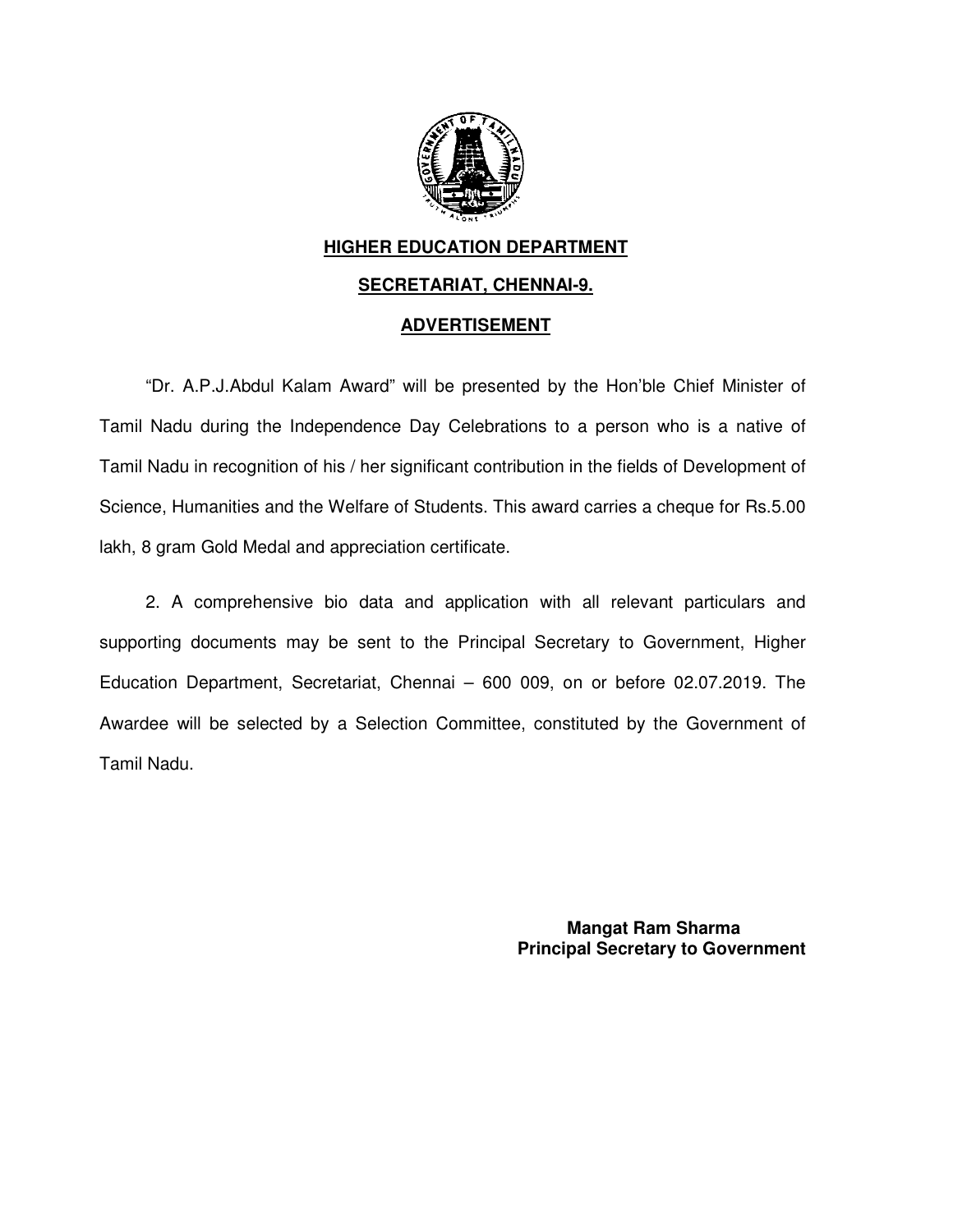**HIGHER EDUCATION DEPARTMENT**

**SECRETARIAT, CHENNAI-9.**

**ADVERTISEMENT**

"Dr. A.P.J.Abdul Kalam Award" will be presented by the Hon'ble Chief Minister of Tamil Nadu during the Independence Day Celebrations to a person who is a native of Tamil Nadu in recognition of his / her significant contribution in the fields of Development of Science, Humanities and the Welfare of Students. This award carries a cheque for Rs.5.00 lakh, 8 gram Gold Medal and appreciation certificate.

2. A comprehensive bio data and application with all relevant particulars and supporting documents may be sent to the Principal Secretary to Government, Higher Education Department, Secretariat, Chennai – 600 009, on or before 02.07.2019. The Awardee will be selected by a Selection Committee, constituted by the Government of Tamil Nadu.

**Mangat Ram Sharma**
**Principal Secretary to Government**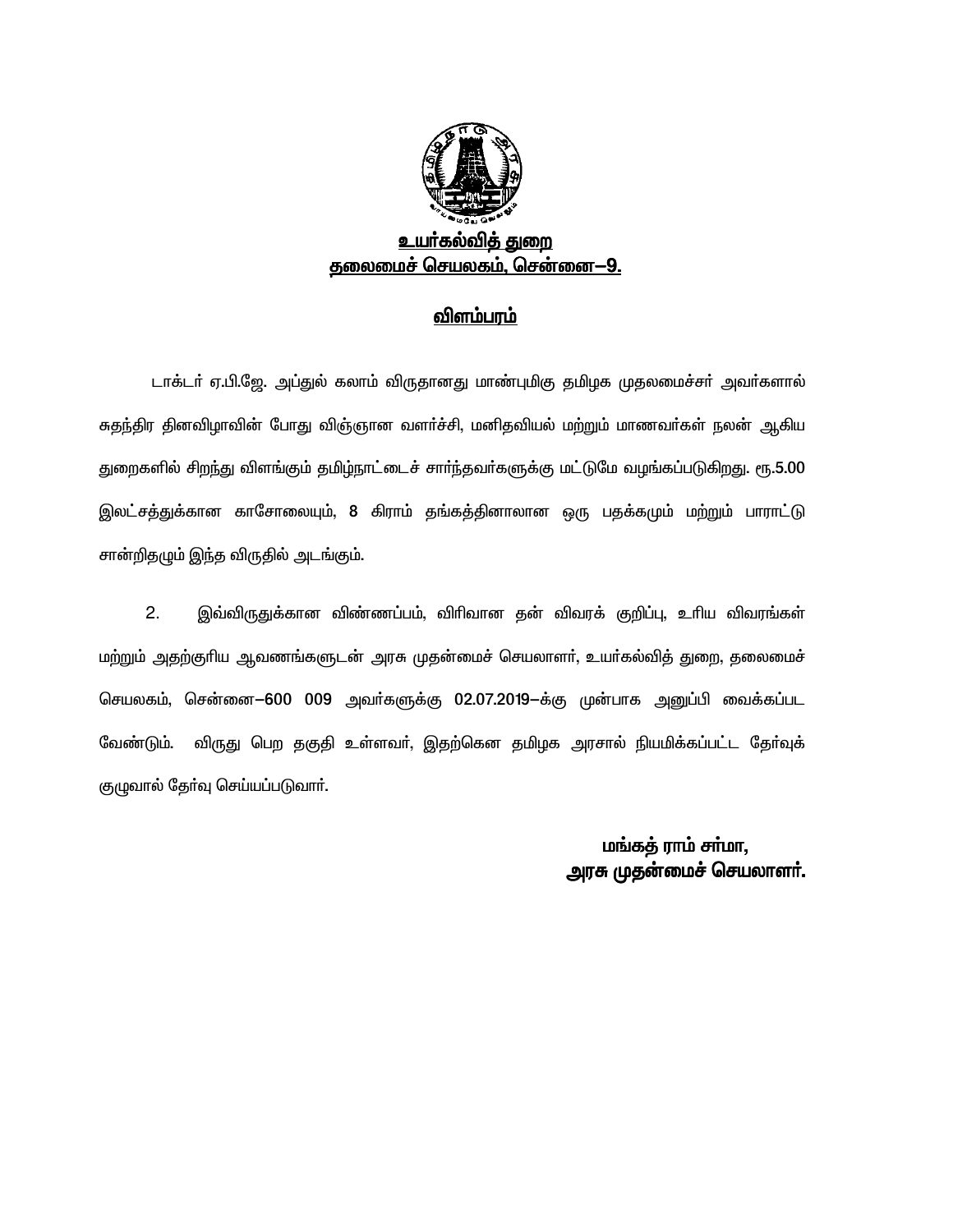**<u>உயர்கல்வித் துறை</u>**
**<u>தலைமைச் செயலகம், சென்னை–9.</u>**

**<u>விளம்பரம்</u>**

டாக்டர் ஏ.பி.ஜே. அப்துல் கலாம் விருதானது மாண்புமிகு தமிழக முதலமைச்சர் அவர்களால் சுதந்திர தினவிழாவின் போது விஞ்ஞான வளர்ச்சி, மனிதவியல் மற்றும் மாணவர்கள் நலன் ஆகிய துறைகளில் சிறந்து விளங்கும் தமிழ்நாட்டைச் சார்ந்தவர்களுக்கு மட்டுமே வழங்கப்படுகிறது. ரூ.5.00 இலட்சத்துக்கான காசோலையும், 8 கிராம் தங்கத்தினாலான ஒரு பதக்கமும் மற்றும் பாராட்டு சான்றிதழும் இந்த விருதில் அடங்கும்.

2. இவ்விருதுக்கான விண்ணப்பம், விரிவான தன் விவரக் குறிப்பு, உரிய விவரங்கள் மற்றும் அதற்குரிய ஆவணங்களுடன் அரசு முதன்மைச் செயலாளர், உயர்கல்வித் துறை, தலைமைச் செயலகம், சென்னை–600 009 அவர்களுக்கு 02.07.2019–க்கு முன்பாக அனுப்பி வைக்கப்பட வேண்டும். விருது பெற தகுதி உள்ளவர், இதற்கென தமிழக அரசால் நியமிக்கப்பட்ட தேர்வுக் குழுவால் தேர்வு செய்யப்படுவார்.

**மங்கத் ராம் சர்மா,**
**அரசு முதன்மைச் செயலாளர்.**